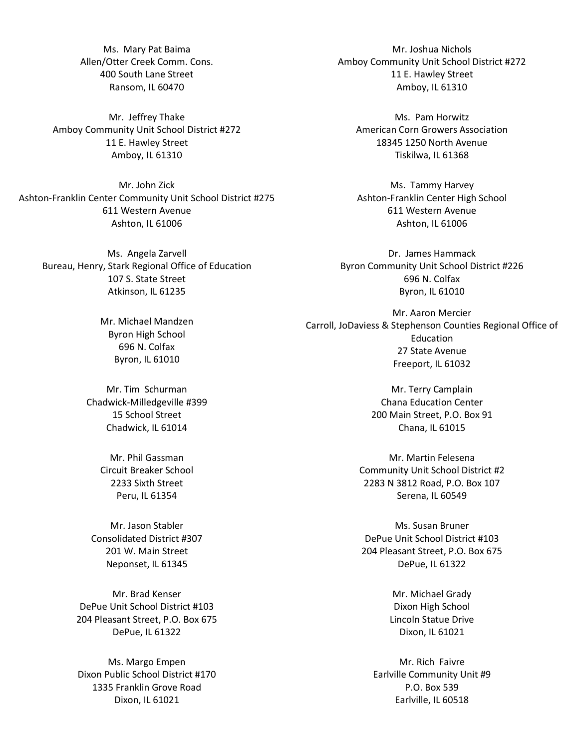Ms. Mary Pat Baima
Allen/Otter Creek Comm. Cons.
400 South Lane Street
Ransom, IL 60470

Mr. Joshua Nichols
Amboy Community Unit School District #272
11 E. Hawley Street
Amboy, IL 61310

Mr. Jeffrey Thake
Amboy Community Unit School District #272
11 E. Hawley Street
Amboy, IL 61310

Ms. Pam Horwitz
American Corn Growers Association
18345 1250 North Avenue
Tiskilwa, IL 61368

Mr. John Zick
Ashton-Franklin Center Community Unit School District #275
611 Western Avenue
Ashton, IL 61006

Ms. Tammy Harvey
Ashton-Franklin Center High School
611 Western Avenue
Ashton, IL 61006

Ms. Angela Zarvell
Bureau, Henry, Stark Regional Office of Education
107 S. State Street
Atkinson, IL 61235

Dr. James Hammack
Byron Community Unit School District #226
696 N. Colfax
Byron, IL 61010

Mr. Michael Mandzen
Byron High School
696 N. Colfax
Byron, IL 61010

Mr. Aaron Mercier
Carroll, JoDaviess & Stephenson Counties Regional Office of Education
27 State Avenue
Freeport, IL 61032

Mr. Tim Schurman
Chadwick-Milledgeville #399
15 School Street
Chadwick, IL 61014

Mr. Terry Camplain
Chana Education Center
200 Main Street, P.O. Box 91
Chana, IL 61015

Mr. Phil Gassman
Circuit Breaker School
2233 Sixth Street
Peru, IL 61354

Mr. Martin Felesena
Community Unit School District #2
2283 N 3812 Road, P.O. Box 107
Serena, IL 60549

Mr. Jason Stabler
Consolidated District #307
201 W. Main Street
Neponset, IL 61345

Ms. Susan Bruner
DePue Unit School District #103
204 Pleasant Street, P.O. Box 675
DePue, IL 61322

Mr. Brad Kenser
DePue Unit School District #103
204 Pleasant Street, P.O. Box 675
DePue, IL 61322

Mr. Michael Grady
Dixon High School
Lincoln Statue Drive
Dixon, IL 61021

Ms. Margo Empen
Dixon Public School District #170
1335 Franklin Grove Road
Dixon, IL 61021

Mr. Rich Faivre
Earlville Community Unit #9
P.O. Box 539
Earlville, IL 60518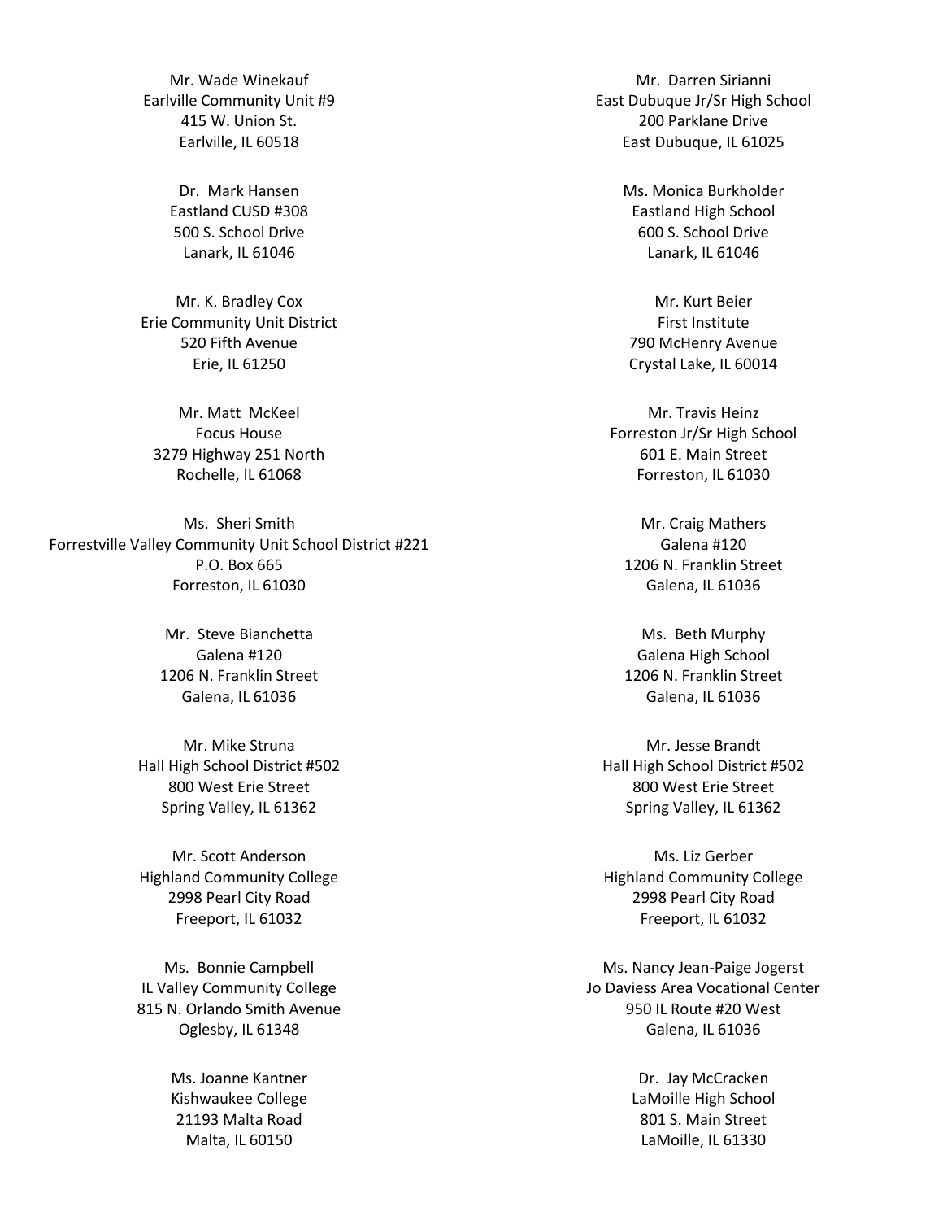Mr. Wade Winekauf
Earlville Community Unit #9
415 W. Union St.
Earlville, IL 60518

Mr. Darren Sirianni
East Dubuque Jr/Sr High School
200 Parklane Drive
East Dubuque, IL 61025

Dr. Mark Hansen
Eastland CUSD #308
500 S. School Drive
Lanark, IL 61046

Ms. Monica Burkholder
Eastland High School
600 S. School Drive
Lanark, IL 61046

Mr. K. Bradley Cox
Erie Community Unit District
520 Fifth Avenue
Erie, IL 61250

Mr. Kurt Beier
First Institute
790 McHenry Avenue
Crystal Lake, IL 60014

Mr. Matt McKeel
Focus House
3279 Highway 251 North
Rochelle, IL 61068

Mr. Travis Heinz
Forreston Jr/Sr High School
601 E. Main Street
Forreston, IL 61030

Ms. Sheri Smith
Forrestville Valley Community Unit School District #221
P.O. Box 665
Forreston, IL 61030

Mr. Craig Mathers
Galena #120
1206 N. Franklin Street
Galena, IL 61036

Mr. Steve Bianchetta
Galena #120
1206 N. Franklin Street
Galena, IL 61036

Ms. Beth Murphy
Galena High School
1206 N. Franklin Street
Galena, IL 61036

Mr. Mike Struna
Hall High School District #502
800 West Erie Street
Spring Valley, IL 61362

Mr. Jesse Brandt
Hall High School District #502
800 West Erie Street
Spring Valley, IL 61362

Mr. Scott Anderson
Highland Community College
2998 Pearl City Road
Freeport, IL 61032

Ms. Liz Gerber
Highland Community College
2998 Pearl City Road
Freeport, IL 61032

Ms. Bonnie Campbell
IL Valley Community College
815 N. Orlando Smith Avenue
Oglesby, IL 61348

Ms. Nancy Jean-Paige Jogerst
Jo Daviess Area Vocational Center
950 IL Route #20 West
Galena, IL 61036

Ms. Joanne Kantner
Kishwaukee College
21193 Malta Road
Malta, IL 60150

Dr. Jay McCracken
LaMoille High School
801 S. Main Street
LaMoille, IL 61330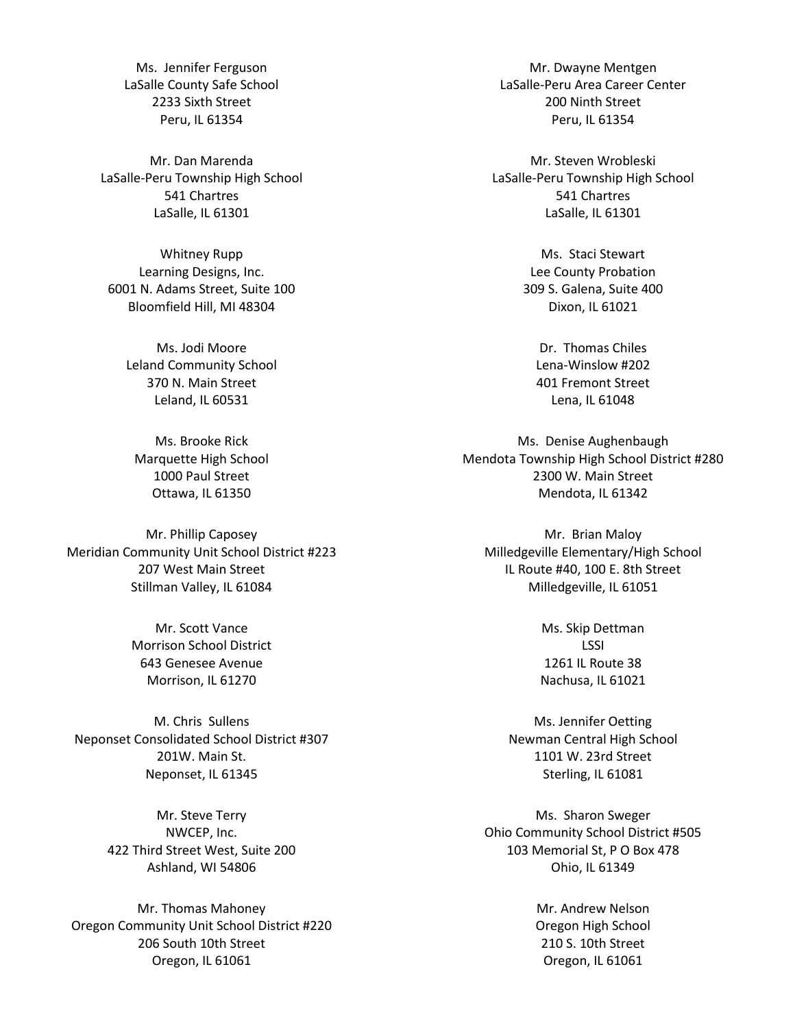Ms. Jennifer Ferguson
LaSalle County Safe School
2233 Sixth Street
Peru, IL 61354

Mr. Dwayne Mentgen
LaSalle-Peru Area Career Center
200 Ninth Street
Peru, IL 61354

Mr. Dan Marenda
LaSalle-Peru Township High School
541 Chartres
LaSalle, IL 61301

Mr. Steven Wrobleski
LaSalle-Peru Township High School
541 Chartres
LaSalle, IL 61301

Whitney Rupp
Learning Designs, Inc.
6001 N. Adams Street, Suite 100
Bloomfield Hill, MI 48304

Ms. Staci Stewart
Lee County Probation
309 S. Galena, Suite 400
Dixon, IL 61021

Ms. Jodi Moore
Leland Community School
370 N. Main Street
Leland, IL 60531

Dr. Thomas Chiles
Lena-Winslow #202
401 Fremont Street
Lena, IL 61048

Ms. Brooke Rick
Marquette High School
1000 Paul Street
Ottawa, IL 61350

Ms. Denise Aughenbaugh
Mendota Township High School District #280
2300 W. Main Street
Mendota, IL 61342

Mr. Phillip Caposey
Meridian Community Unit School District #223
207 West Main Street
Stillman Valley, IL 61084

Mr. Brian Maloy
Milledgeville Elementary/High School
IL Route #40, 100 E. 8th Street
Milledgeville, IL 61051

Mr. Scott Vance
Morrison School District
643 Genesee Avenue
Morrison, IL 61270

Ms. Skip Dettman
LSSI
1261 IL Route 38
Nachusa, IL 61021

M. Chris Sullens
Neponset Consolidated School District #307
201W. Main St.
Neponset, IL 61345

Ms. Jennifer Oetting
Newman Central High School
1101 W. 23rd Street
Sterling, IL 61081

Mr. Steve Terry
NWCEP, Inc.
422 Third Street West, Suite 200
Ashland, WI 54806

Ms. Sharon Sweger
Ohio Community School District #505
103 Memorial St, P O Box 478
Ohio, IL 61349

Mr. Thomas Mahoney
Oregon Community Unit School District #220
206 South 10th Street
Oregon, IL 61061

Mr. Andrew Nelson
Oregon High School
210 S. 10th Street
Oregon, IL 61061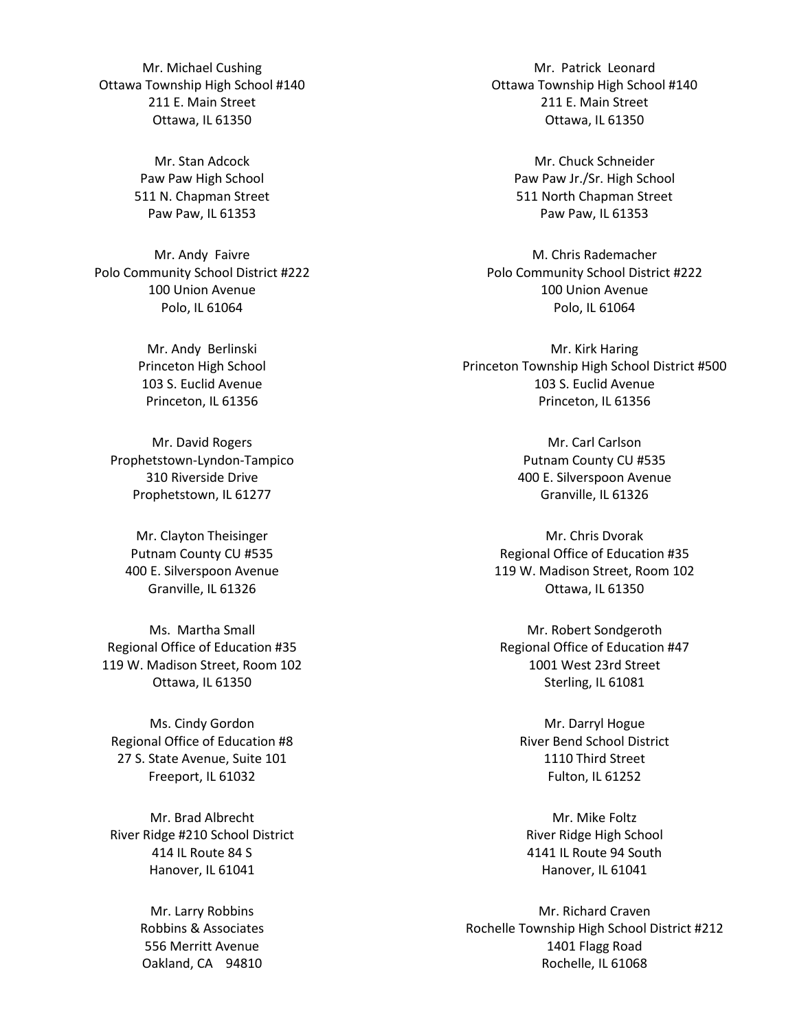Mr. Michael Cushing
Ottawa Township High School #140
211 E. Main Street
Ottawa, IL 61350

Mr. Patrick Leonard
Ottawa Township High School #140
211 E. Main Street
Ottawa, IL 61350

Mr. Stan Adcock
Paw Paw High School
511 N. Chapman Street
Paw Paw, IL 61353

Mr. Chuck Schneider
Paw Paw Jr./Sr. High School
511 North Chapman Street
Paw Paw, IL 61353

Mr. Andy Faivre
Polo Community School District #222
100 Union Avenue
Polo, IL 61064

M. Chris Rademacher
Polo Community School District #222
100 Union Avenue
Polo, IL 61064

Mr. Andy Berlinski
Princeton High School
103 S. Euclid Avenue
Princeton, IL 61356

Mr. Kirk Haring
Princeton Township High School District #500
103 S. Euclid Avenue
Princeton, IL 61356

Mr. David Rogers
Prophetstown-Lyndon-Tampico
310 Riverside Drive
Prophetstown, IL 61277

Mr. Carl Carlson
Putnam County CU #535
400 E. Silverspoon Avenue
Granville, IL 61326

Mr. Clayton Theisinger
Putnam County CU #535
400 E. Silverspoon Avenue
Granville, IL 61326

Mr. Chris Dvorak
Regional Office of Education #35
119 W. Madison Street, Room 102
Ottawa, IL 61350

Ms. Martha Small
Regional Office of Education #35
119 W. Madison Street, Room 102
Ottawa, IL 61350

Mr. Robert Sondgeroth
Regional Office of Education #47
1001 West 23rd Street
Sterling, IL 61081

Ms. Cindy Gordon
Regional Office of Education #8
27 S. State Avenue, Suite 101
Freeport, IL 61032

Mr. Darryl Hogue
River Bend School District
1110 Third Street
Fulton, IL 61252

Mr. Brad Albrecht
River Ridge #210 School District
414 IL Route 84 S
Hanover, IL 61041

Mr. Mike Foltz
River Ridge High School
4141 IL Route 94 South
Hanover, IL 61041

Mr. Larry Robbins
Robbins & Associates
556 Merritt Avenue
Oakland, CA 94810

Mr. Richard Craven
Rochelle Township High School District #212
1401 Flagg Road
Rochelle, IL 61068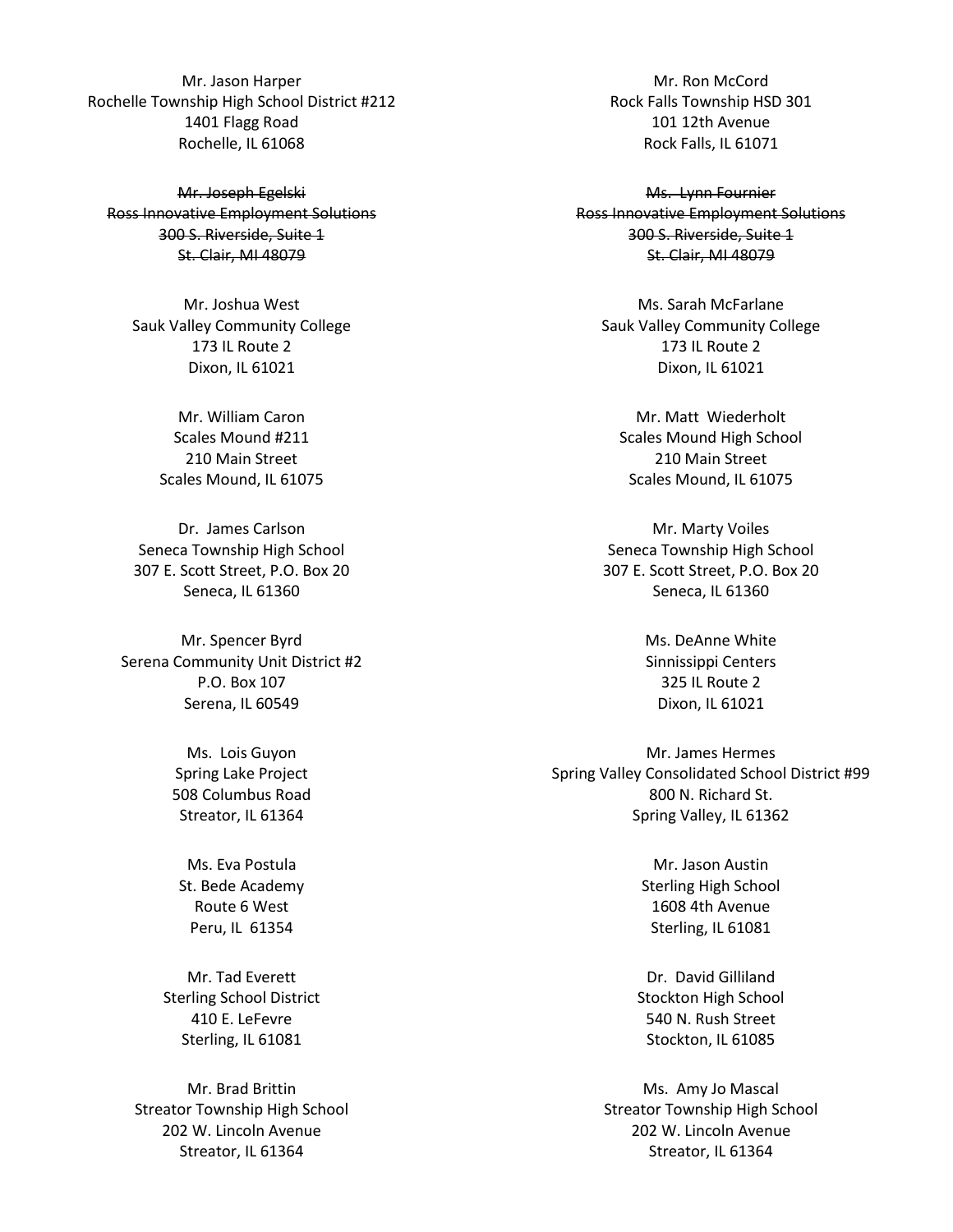Mr. Jason Harper
Rochelle Township High School District #212
1401 Flagg Road
Rochelle, IL 61068

Mr. Ron McCord
Rock Falls Township HSD 301
101 12th Avenue
Rock Falls, IL 61071

~~Mr. Joseph Egelski~~
~~Ross Innovative Employment Solutions~~
~~300 S. Riverside, Suite 1~~
~~St. Clair, MI 48079~~

~~Ms. Lynn Fournier~~
~~Ross Innovative Employment Solutions~~
~~300 S. Riverside, Suite 1~~
~~St. Clair, MI 48079~~

Mr. Joshua West
Sauk Valley Community College
173 IL Route 2
Dixon, IL 61021

Ms. Sarah McFarlane
Sauk Valley Community College
173 IL Route 2
Dixon, IL 61021

Mr. William Caron
Scales Mound #211
210 Main Street
Scales Mound, IL 61075

Mr. Matt Wiederholt
Scales Mound High School
210 Main Street
Scales Mound, IL 61075

Dr. James Carlson
Seneca Township High School
307 E. Scott Street, P.O. Box 20
Seneca, IL 61360

Mr. Marty Voiles
Seneca Township High School
307 E. Scott Street, P.O. Box 20
Seneca, IL 61360

Mr. Spencer Byrd
Serena Community Unit District #2
P.O. Box 107
Serena, IL 60549

Ms. DeAnne White
Sinnissippi Centers
325 IL Route 2
Dixon, IL 61021

Ms. Lois Guyon
Spring Lake Project
508 Columbus Road
Streator, IL 61364

Mr. James Hermes
Spring Valley Consolidated School District #99
800 N. Richard St.
Spring Valley, IL 61362

Ms. Eva Postula
St. Bede Academy
Route 6 West
Peru, IL 61354

Mr. Jason Austin
Sterling High School
1608 4th Avenue
Sterling, IL 61081

Mr. Tad Everett
Sterling School District
410 E. LeFevre
Sterling, IL 61081

Dr. David Gilliland
Stockton High School
540 N. Rush Street
Stockton, IL 61085

Mr. Brad Brittin
Streator Township High School
202 W. Lincoln Avenue
Streator, IL 61364

Ms. Amy Jo Mascal
Streator Township High School
202 W. Lincoln Avenue
Streator, IL 61364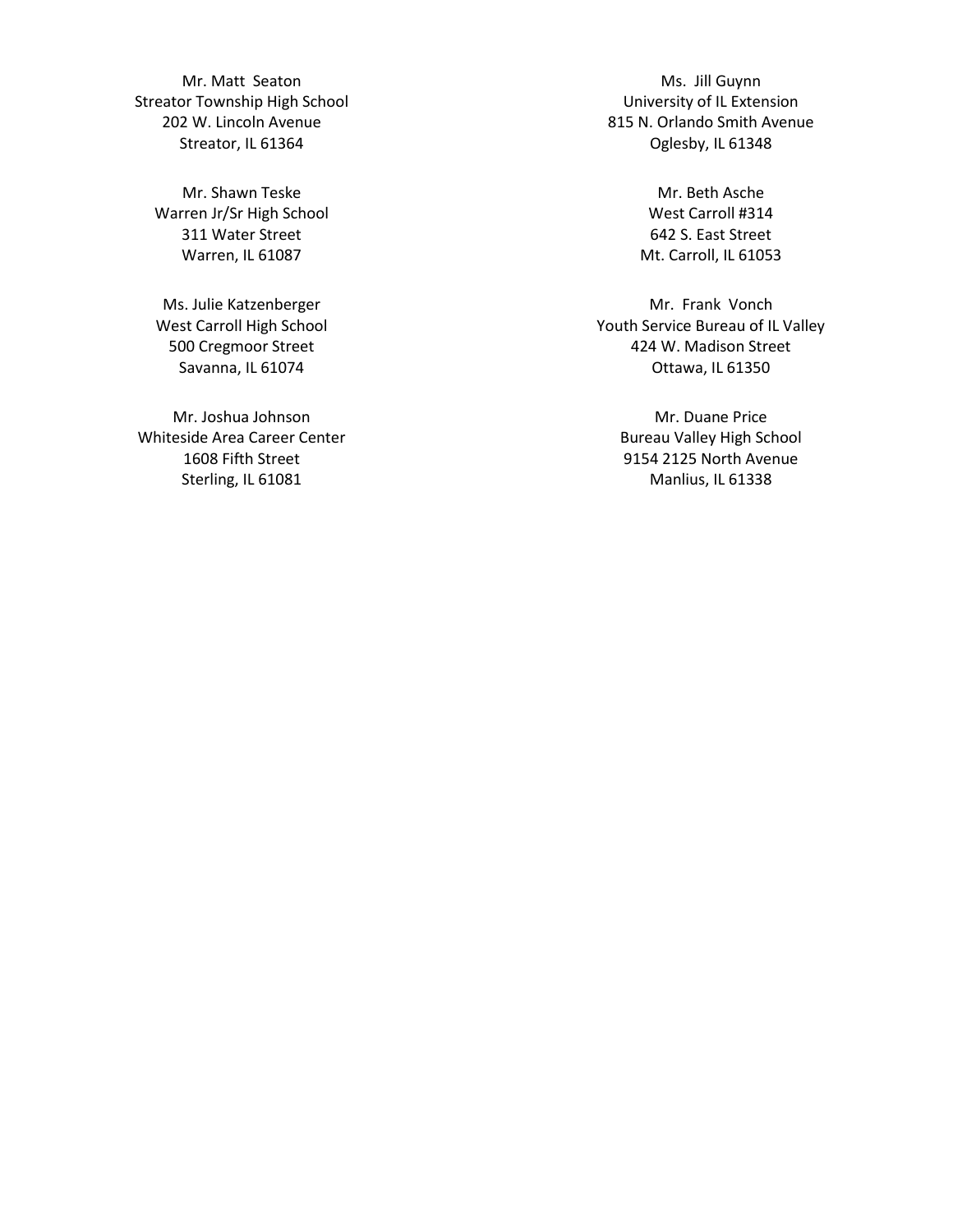Mr. Matt Seaton
Streator Township High School
202 W. Lincoln Avenue
Streator, IL 61364

Mr. Shawn Teske
Warren Jr/Sr High School
311 Water Street
Warren, IL 61087

Ms. Julie Katzenberger
West Carroll High School
500 Cregmoor Street
Savanna, IL 61074

Mr. Joshua Johnson
Whiteside Area Career Center
1608 Fifth Street
Sterling, IL 61081

Ms. Jill Guynn
University of IL Extension
815 N. Orlando Smith Avenue
Oglesby, IL 61348

Mr. Beth Asche
West Carroll #314
642 S. East Street
Mt. Carroll, IL 61053

Mr. Frank Vonch
Youth Service Bureau of IL Valley
424 W. Madison Street
Ottawa, IL 61350

Mr. Duane Price
Bureau Valley High School
9154 2125 North Avenue
Manlius, IL 61338